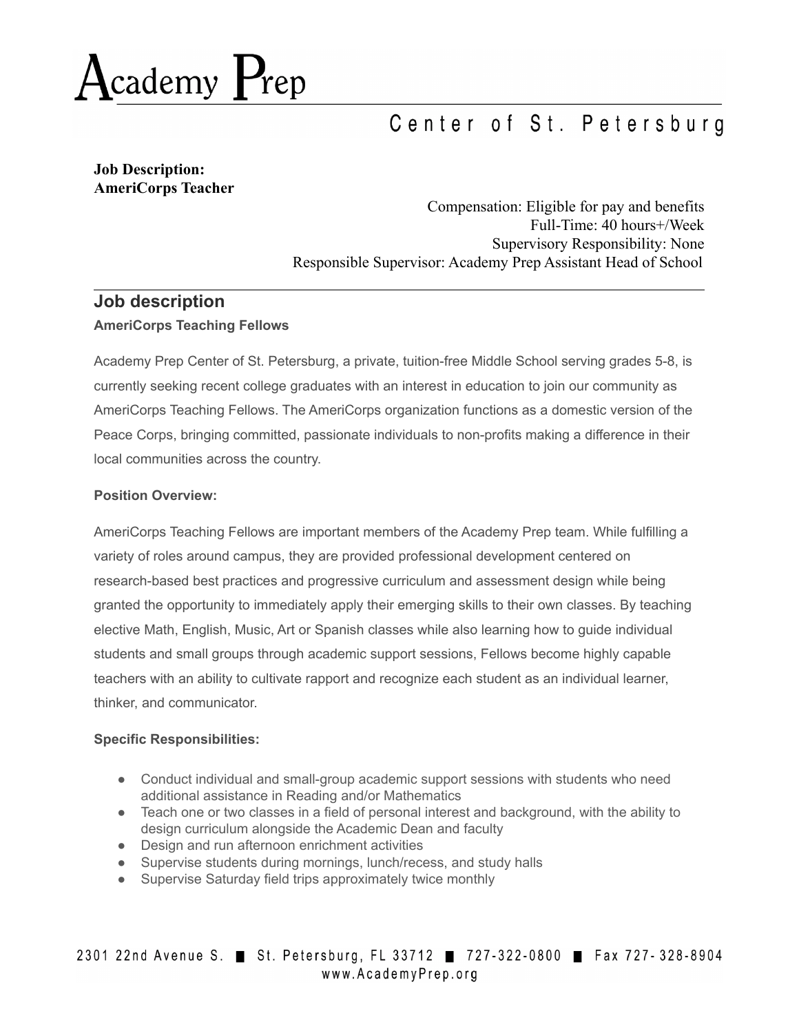# Academy Prep

## Center of St. Petersburg

**Job Description:**
**AmeriCorps Teacher**

Compensation: Eligible for pay and benefits
Full-Time: 40 hours+/Week
Supervisory Responsibility: None
Responsible Supervisor: Academy Prep Assistant Head of School

---

## Job description

**AmeriCorps Teaching Fellows**

Academy Prep Center of St. Petersburg, a private, tuition-free Middle School serving grades 5-8, is currently seeking recent college graduates with an interest in education to join our community as AmeriCorps Teaching Fellows. The AmeriCorps organization functions as a domestic version of the Peace Corps, bringing committed, passionate individuals to non-profits making a difference in their local communities across the country.

**Position Overview:**

AmeriCorps Teaching Fellows are important members of the Academy Prep team. While fulfilling a variety of roles around campus, they are provided professional development centered on research-based best practices and progressive curriculum and assessment design while being granted the opportunity to immediately apply their emerging skills to their own classes. By teaching elective Math, English, Music, Art or Spanish classes while also learning how to guide individual students and small groups through academic support sessions, Fellows become highly capable teachers with an ability to cultivate rapport and recognize each student as an individual learner, thinker, and communicator.

**Specific Responsibilities:**

- Conduct individual and small-group academic support sessions with students who need additional assistance in Reading and/or Mathematics
- Teach one or two classes in a field of personal interest and background, with the ability to design curriculum alongside the Academic Dean and faculty
- Design and run afternoon enrichment activities
- Supervise students during mornings, lunch/recess, and study halls
- Supervise Saturday field trips approximately twice monthly

2301 22nd Avenue S. ■ St. Petersburg, FL 33712 ■ 727-322-0800 ■ Fax 727- 328-8904
www.AcademyPrep.org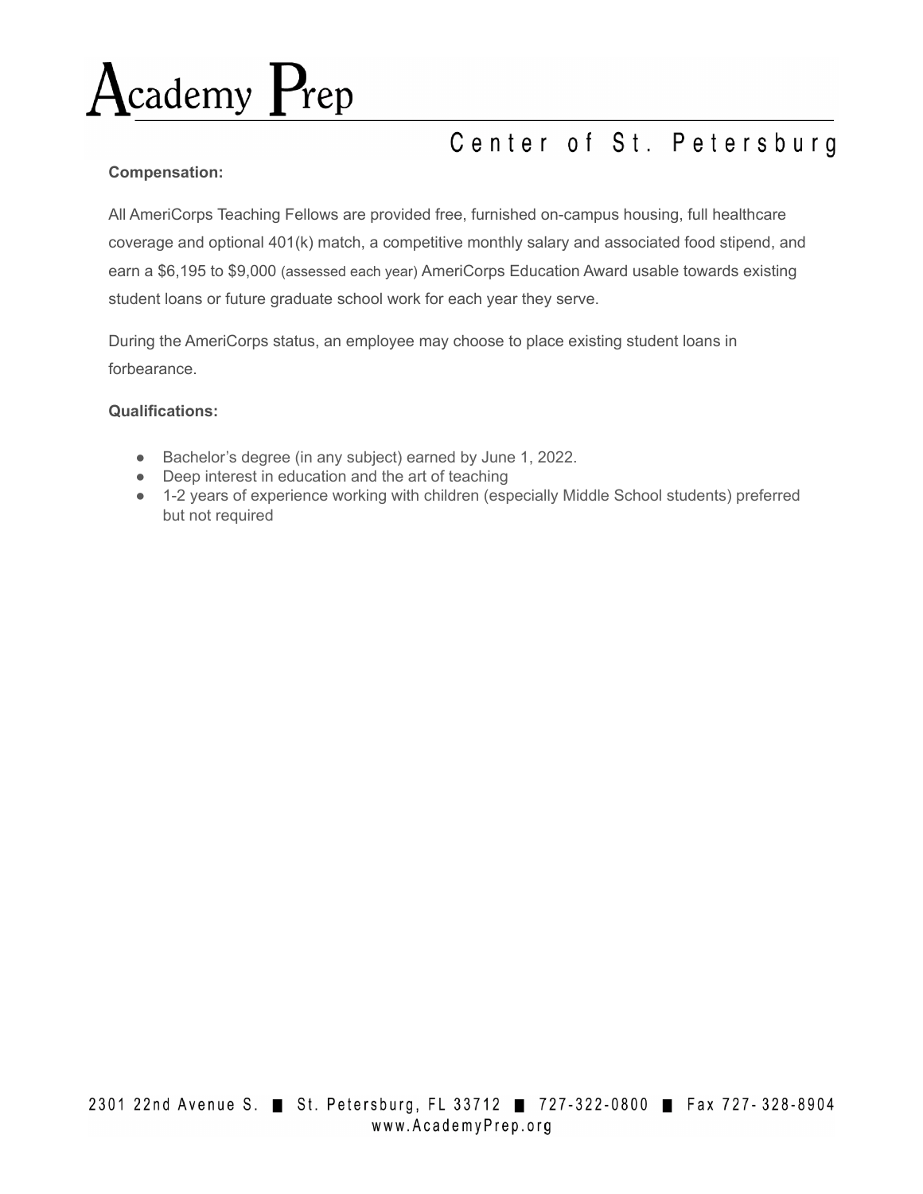**Compensation:**

All AmeriCorps Teaching Fellows are provided free, furnished on-campus housing, full healthcare coverage and optional 401(k) match, a competitive monthly salary and associated food stipend, and earn a $6,195 to $9,000 (assessed each year) AmeriCorps Education Award usable towards existing student loans or future graduate school work for each year they serve.

During the AmeriCorps status, an employee may choose to place existing student loans in forbearance.

**Qualifications:**

- Bachelor's degree (in any subject) earned by June 1, 2022.
- Deep interest in education and the art of teaching
- 1-2 years of experience working with children (especially Middle School students) preferred but not required